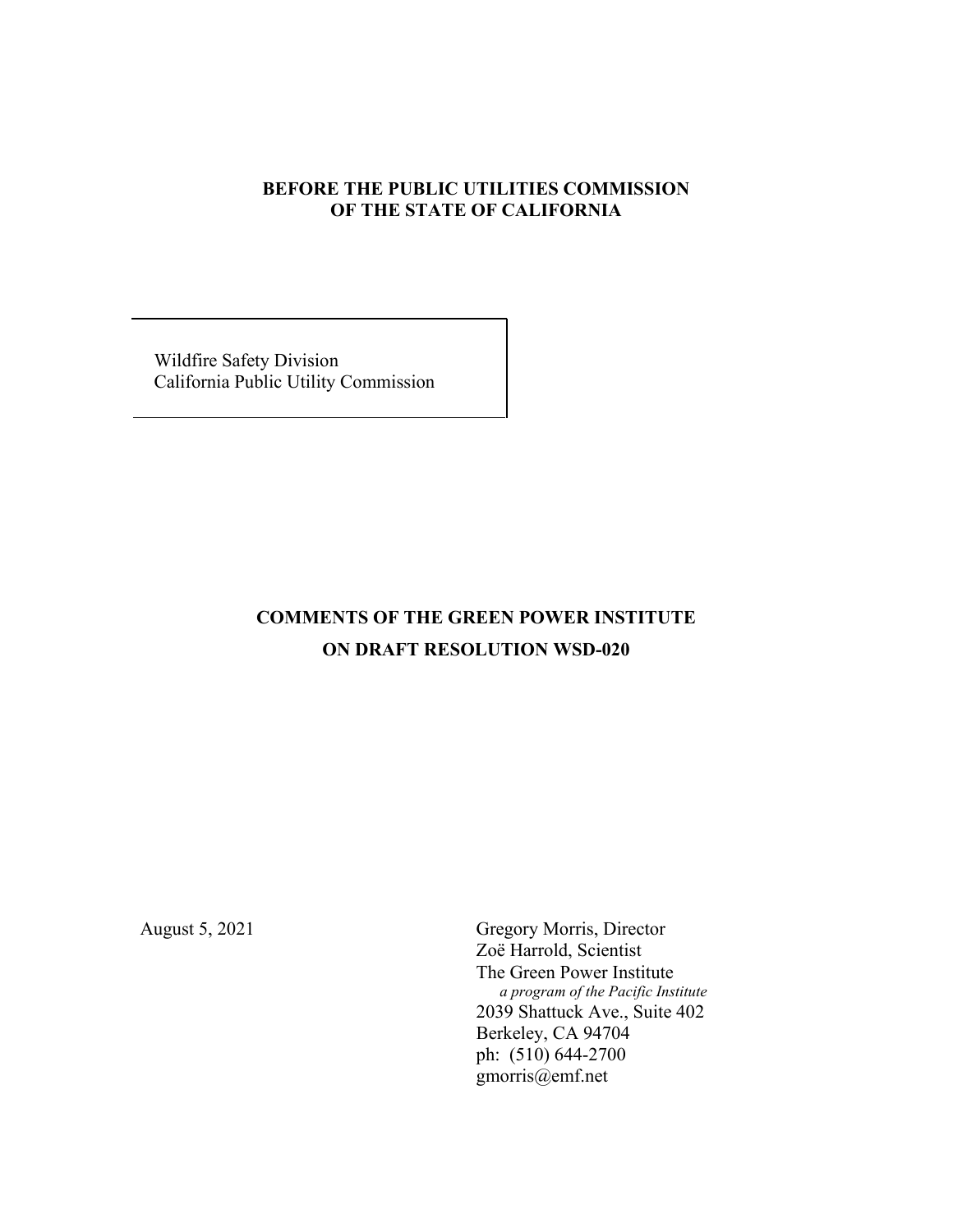**BEFORE THE PUBLIC UTILITIES COMMISSION**
**OF THE STATE OF CALIFORNIA**

Wildfire Safety Division
California Public Utility Commission

**COMMENTS OF THE GREEN POWER INSTITUTE**
**ON DRAFT RESOLUTION WSD-020**

August 5, 2021

Gregory Morris, Director
Zoë Harrold, Scientist
The Green Power Institute
*a program of the Pacific Institute*
2039 Shattuck Ave., Suite 402
Berkeley, CA 94704
ph: (510) 644-2700
gmorris@emf.net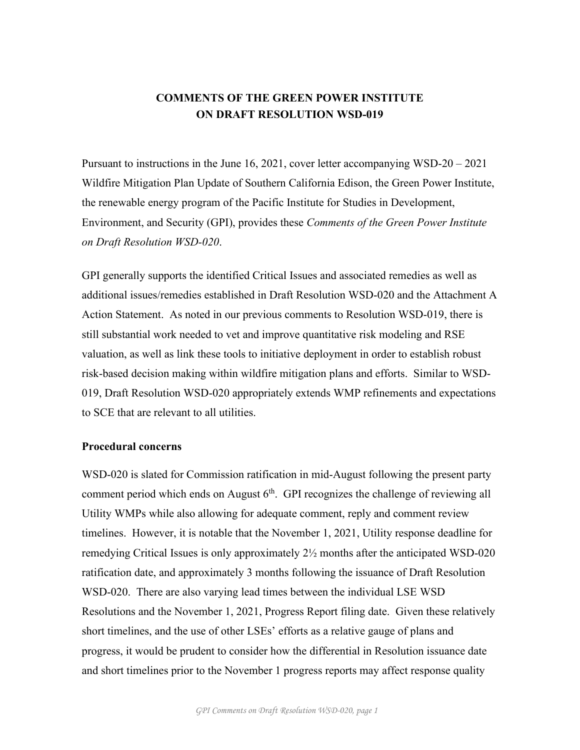**COMMENTS OF THE GREEN POWER INSTITUTE ON DRAFT RESOLUTION WSD-019**

Pursuant to instructions in the June 16, 2021, cover letter accompanying WSD-20 – 2021 Wildfire Mitigation Plan Update of Southern California Edison, the Green Power Institute, the renewable energy program of the Pacific Institute for Studies in Development, Environment, and Security (GPI), provides these *Comments of the Green Power Institute on Draft Resolution WSD-020*.

GPI generally supports the identified Critical Issues and associated remedies as well as additional issues/remedies established in Draft Resolution WSD-020 and the Attachment A Action Statement. As noted in our previous comments to Resolution WSD-019, there is still substantial work needed to vet and improve quantitative risk modeling and RSE valuation, as well as link these tools to initiative deployment in order to establish robust risk-based decision making within wildfire mitigation plans and efforts. Similar to WSD-019, Draft Resolution WSD-020 appropriately extends WMP refinements and expectations to SCE that are relevant to all utilities.

**Procedural concerns**

WSD-020 is slated for Commission ratification in mid-August following the present party comment period which ends on August 6th. GPI recognizes the challenge of reviewing all Utility WMPs while also allowing for adequate comment, reply and comment review timelines. However, it is notable that the November 1, 2021, Utility response deadline for remedying Critical Issues is only approximately 2½ months after the anticipated WSD-020 ratification date, and approximately 3 months following the issuance of Draft Resolution WSD-020. There are also varying lead times between the individual LSE WSD Resolutions and the November 1, 2021, Progress Report filing date. Given these relatively short timelines, and the use of other LSEs' efforts as a relative gauge of plans and progress, it would be prudent to consider how the differential in Resolution issuance date and short timelines prior to the November 1 progress reports may affect response quality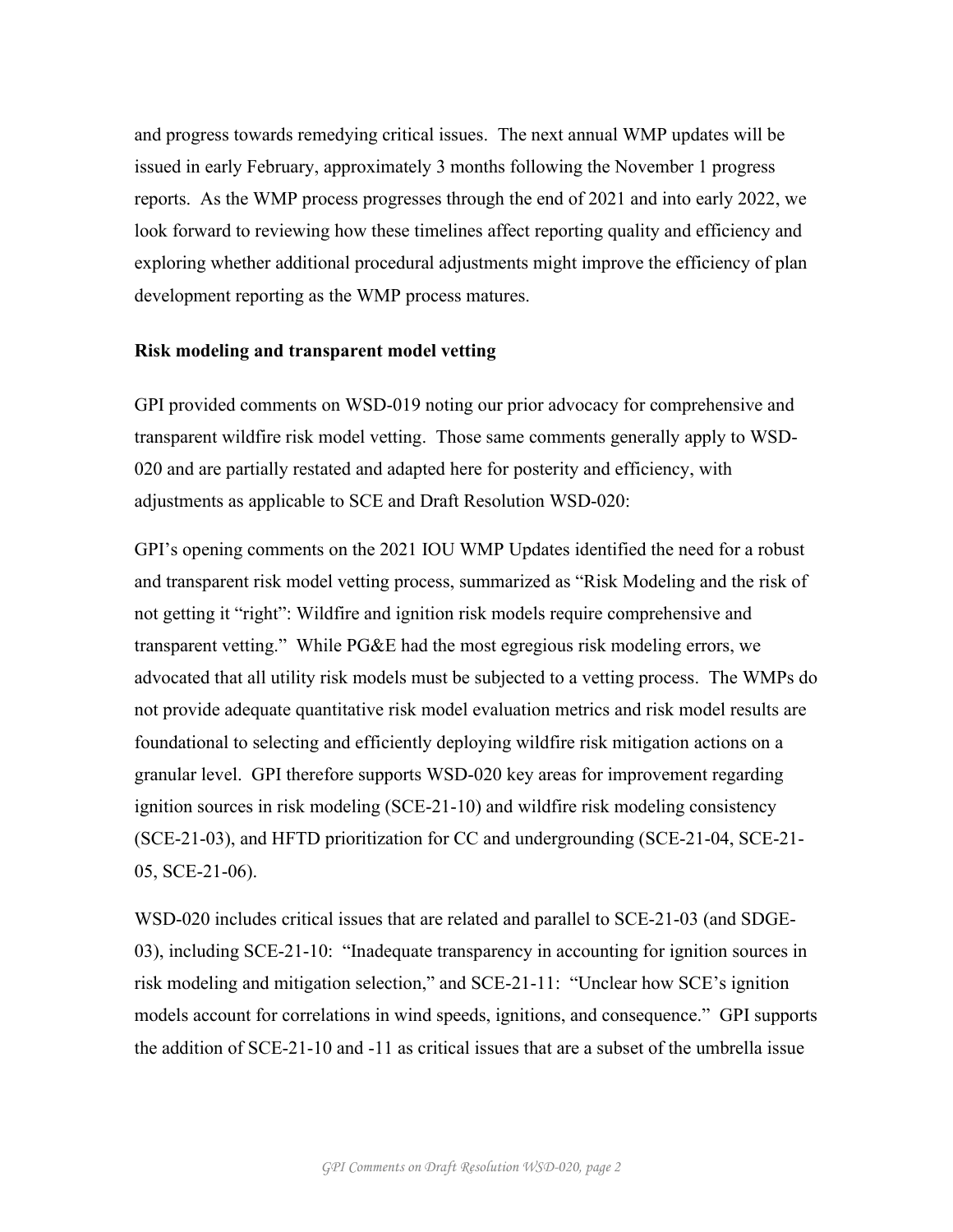and progress towards remedying critical issues. The next annual WMP updates will be issued in early February, approximately 3 months following the November 1 progress reports. As the WMP process progresses through the end of 2021 and into early 2022, we look forward to reviewing how these timelines affect reporting quality and efficiency and exploring whether additional procedural adjustments might improve the efficiency of plan development reporting as the WMP process matures.

**Risk modeling and transparent model vetting**

GPI provided comments on WSD-019 noting our prior advocacy for comprehensive and transparent wildfire risk model vetting. Those same comments generally apply to WSD-020 and are partially restated and adapted here for posterity and efficiency, with adjustments as applicable to SCE and Draft Resolution WSD-020:

GPI's opening comments on the 2021 IOU WMP Updates identified the need for a robust and transparent risk model vetting process, summarized as "Risk Modeling and the risk of not getting it "right": Wildfire and ignition risk models require comprehensive and transparent vetting." While PG&E had the most egregious risk modeling errors, we advocated that all utility risk models must be subjected to a vetting process. The WMPs do not provide adequate quantitative risk model evaluation metrics and risk model results are foundational to selecting and efficiently deploying wildfire risk mitigation actions on a granular level. GPI therefore supports WSD-020 key areas for improvement regarding ignition sources in risk modeling (SCE-21-10) and wildfire risk modeling consistency (SCE-21-03), and HFTD prioritization for CC and undergrounding (SCE-21-04, SCE-21-05, SCE-21-06).

WSD-020 includes critical issues that are related and parallel to SCE-21-03 (and SDGE-03), including SCE-21-10: "Inadequate transparency in accounting for ignition sources in risk modeling and mitigation selection," and SCE-21-11: "Unclear how SCE's ignition models account for correlations in wind speeds, ignitions, and consequence." GPI supports the addition of SCE-21-10 and -11 as critical issues that are a subset of the umbrella issue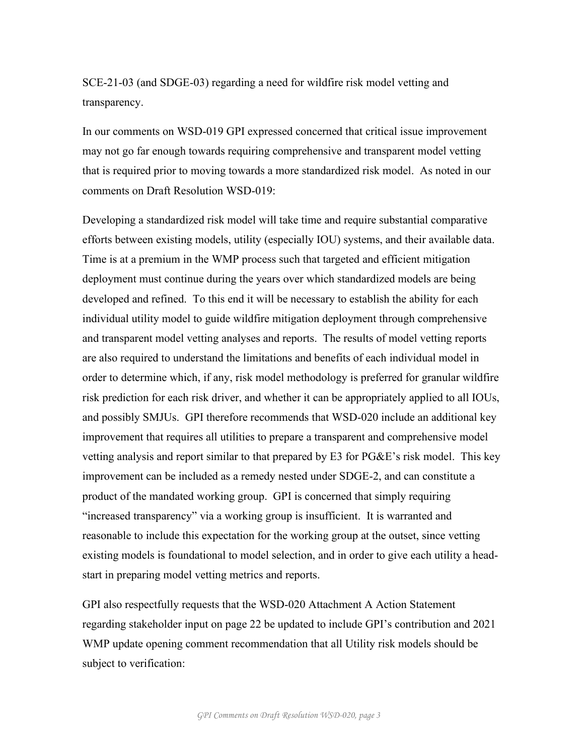SCE-21-03 (and SDGE-03) regarding a need for wildfire risk model vetting and transparency.

In our comments on WSD-019 GPI expressed concerned that critical issue improvement may not go far enough towards requiring comprehensive and transparent model vetting that is required prior to moving towards a more standardized risk model. As noted in our comments on Draft Resolution WSD-019:

Developing a standardized risk model will take time and require substantial comparative efforts between existing models, utility (especially IOU) systems, and their available data. Time is at a premium in the WMP process such that targeted and efficient mitigation deployment must continue during the years over which standardized models are being developed and refined. To this end it will be necessary to establish the ability for each individual utility model to guide wildfire mitigation deployment through comprehensive and transparent model vetting analyses and reports. The results of model vetting reports are also required to understand the limitations and benefits of each individual model in order to determine which, if any, risk model methodology is preferred for granular wildfire risk prediction for each risk driver, and whether it can be appropriately applied to all IOUs, and possibly SMJUs. GPI therefore recommends that WSD-020 include an additional key improvement that requires all utilities to prepare a transparent and comprehensive model vetting analysis and report similar to that prepared by E3 for PG&E's risk model. This key improvement can be included as a remedy nested under SDGE-2, and can constitute a product of the mandated working group. GPI is concerned that simply requiring "increased transparency" via a working group is insufficient. It is warranted and reasonable to include this expectation for the working group at the outset, since vetting existing models is foundational to model selection, and in order to give each utility a head-start in preparing model vetting metrics and reports.

GPI also respectfully requests that the WSD-020 Attachment A Action Statement regarding stakeholder input on page 22 be updated to include GPI's contribution and 2021 WMP update opening comment recommendation that all Utility risk models should be subject to verification: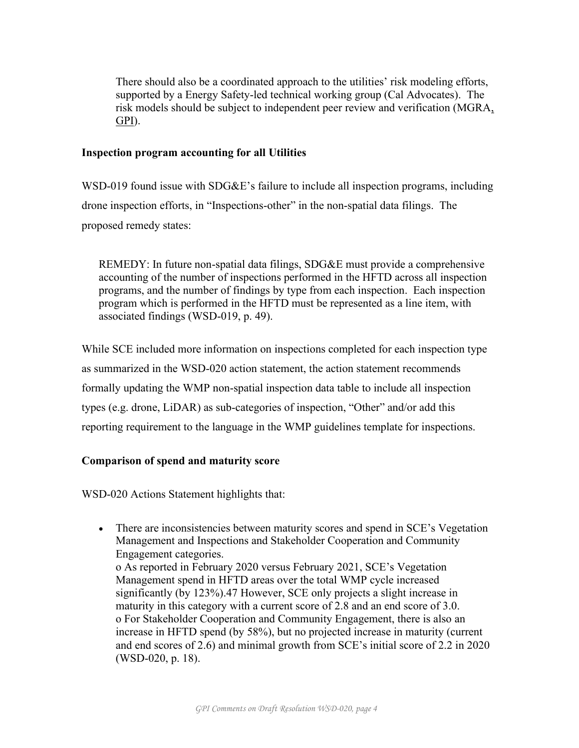There should also be a coordinated approach to the utilities' risk modeling efforts, supported by a Energy Safety-led technical working group (Cal Advocates). The risk models should be subject to independent peer review and verification (MGRA, GPI).

**Inspection program accounting for all Utilities**

WSD-019 found issue with SDG&E's failure to include all inspection programs, including drone inspection efforts, in "Inspections-other" in the non-spatial data filings. The proposed remedy states:

> REMEDY: In future non-spatial data filings, SDG&E must provide a comprehensive accounting of the number of inspections performed in the HFTD across all inspection programs, and the number of findings by type from each inspection. Each inspection program which is performed in the HFTD must be represented as a line item, with associated findings (WSD-019, p. 49).

While SCE included more information on inspections completed for each inspection type as summarized in the WSD-020 action statement, the action statement recommends formally updating the WMP non-spatial inspection data table to include all inspection types (e.g. drone, LiDAR) as sub-categories of inspection, "Other" and/or add this reporting requirement to the language in the WMP guidelines template for inspections.

**Comparison of spend and maturity score**

WSD-020 Actions Statement highlights that:

- There are inconsistencies between maturity scores and spend in SCE's Vegetation Management and Inspections and Stakeholder Cooperation and Community Engagement categories.
  - As reported in February 2020 versus February 2021, SCE's Vegetation Management spend in HFTD areas over the total WMP cycle increased significantly (by 123%).47 However, SCE only projects a slight increase in maturity in this category with a current score of 2.8 and an end score of 3.0.
  - For Stakeholder Cooperation and Community Engagement, there is also an increase in HFTD spend (by 58%), but no projected increase in maturity (current and end scores of 2.6) and minimal growth from SCE's initial score of 2.2 in 2020 (WSD-020, p. 18).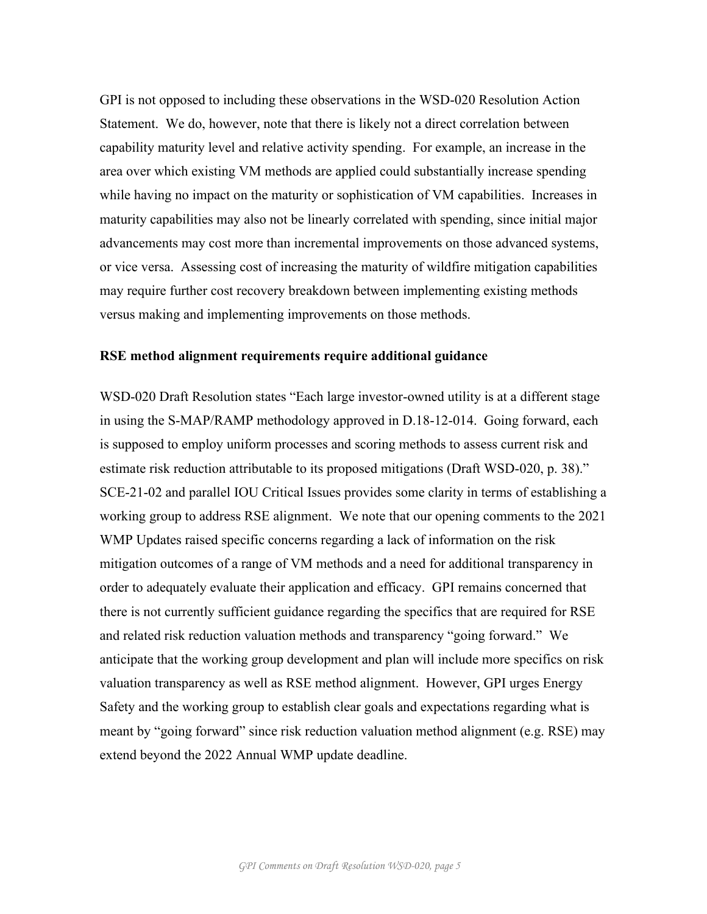GPI is not opposed to including these observations in the WSD-020 Resolution Action Statement. We do, however, note that there is likely not a direct correlation between capability maturity level and relative activity spending. For example, an increase in the area over which existing VM methods are applied could substantially increase spending while having no impact on the maturity or sophistication of VM capabilities. Increases in maturity capabilities may also not be linearly correlated with spending, since initial major advancements may cost more than incremental improvements on those advanced systems, or vice versa. Assessing cost of increasing the maturity of wildfire mitigation capabilities may require further cost recovery breakdown between implementing existing methods versus making and implementing improvements on those methods.

**RSE method alignment requirements require additional guidance**

WSD-020 Draft Resolution states "Each large investor-owned utility is at a different stage in using the S-MAP/RAMP methodology approved in D.18-12-014. Going forward, each is supposed to employ uniform processes and scoring methods to assess current risk and estimate risk reduction attributable to its proposed mitigations (Draft WSD-020, p. 38)." SCE-21-02 and parallel IOU Critical Issues provides some clarity in terms of establishing a working group to address RSE alignment. We note that our opening comments to the 2021 WMP Updates raised specific concerns regarding a lack of information on the risk mitigation outcomes of a range of VM methods and a need for additional transparency in order to adequately evaluate their application and efficacy. GPI remains concerned that there is not currently sufficient guidance regarding the specifics that are required for RSE and related risk reduction valuation methods and transparency "going forward." We anticipate that the working group development and plan will include more specifics on risk valuation transparency as well as RSE method alignment. However, GPI urges Energy Safety and the working group to establish clear goals and expectations regarding what is meant by "going forward" since risk reduction valuation method alignment (e.g. RSE) may extend beyond the 2022 Annual WMP update deadline.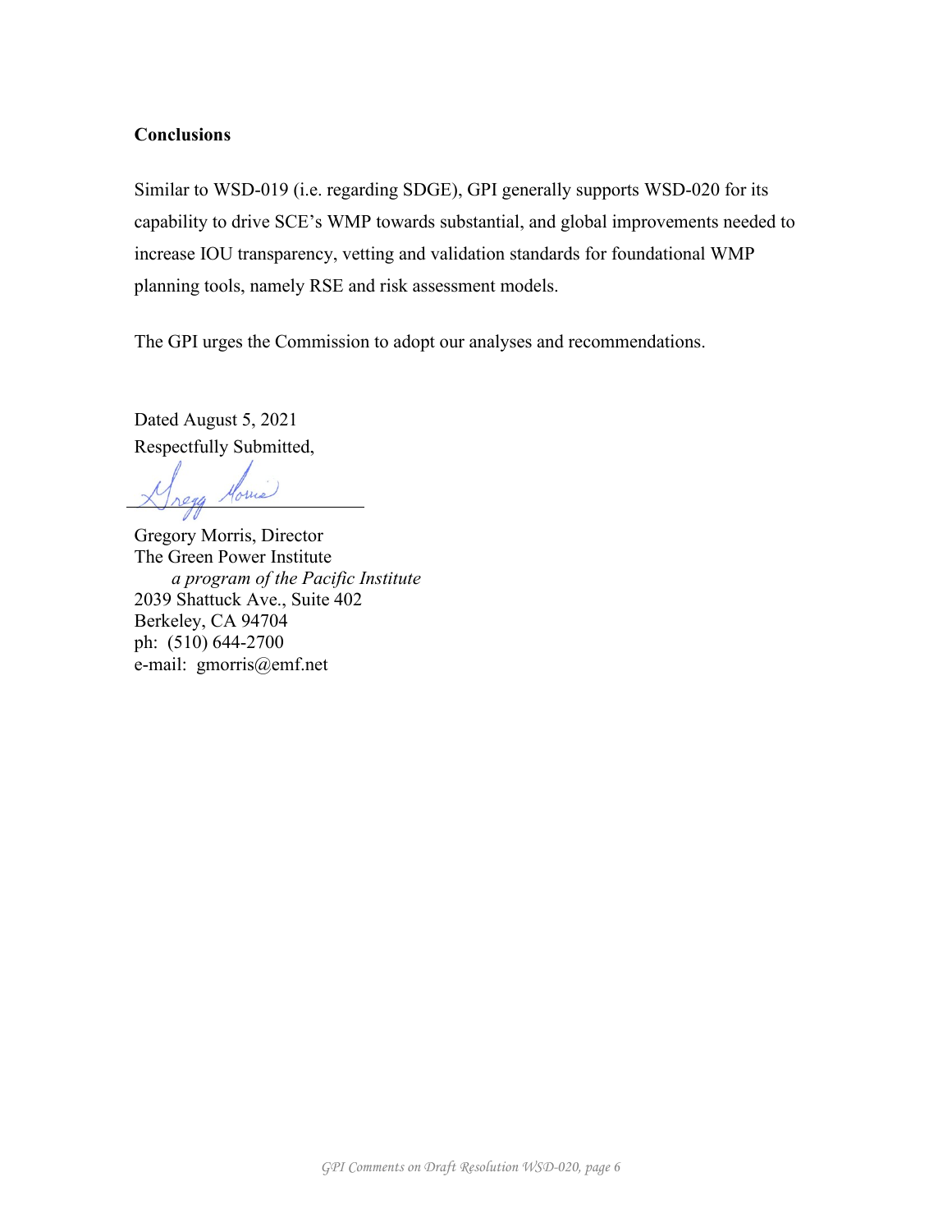**Conclusions**

Similar to WSD-019 (i.e. regarding SDGE), GPI generally supports WSD-020 for its capability to drive SCE's WMP towards substantial, and global improvements needed to increase IOU transparency, vetting and validation standards for foundational WMP planning tools, namely RSE and risk assessment models.

The GPI urges the Commission to adopt our analyses and recommendations.

Dated August 5, 2021
Respectfully Submitted,

Gregory Morris, Director
The Green Power Institute
*a program of the Pacific Institute*
2039 Shattuck Ave., Suite 402
Berkeley, CA 94704
ph: (510) 644-2700
e-mail: gmorris@emf.net